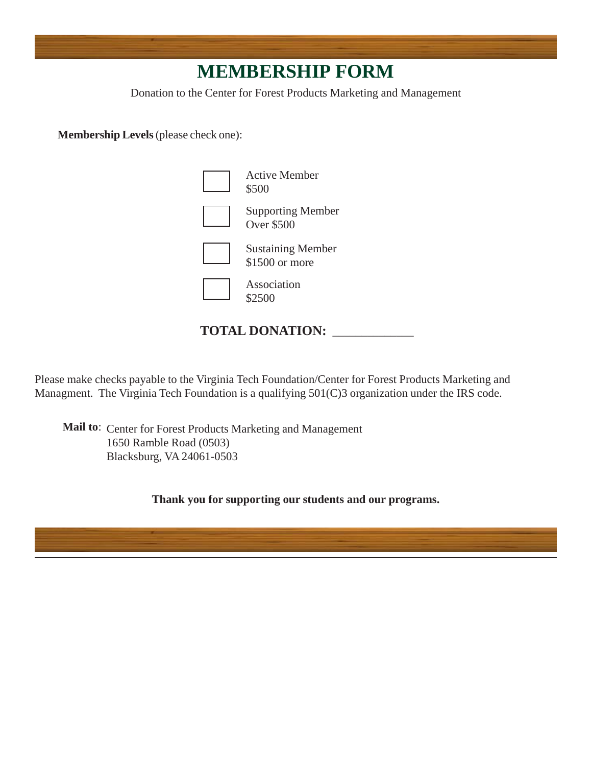# MEMBERSHIP FORM

Donation to the Center for Forest Products Marketing and Management

**Membership Levels** (please check one):

- ☐ Active Member  
  $500
- ☐ Supporting Member  
  Over $500
- ☐ Sustaining Member  
  $1500 or more
- ☐ Association  
  $2500

**TOTAL DONATION:** ____________

Please make checks payable to the Virginia Tech Foundation/Center for Forest Products Marketing and Managment. The Virginia Tech Foundation is a qualifying 501(C)3 organization under the IRS code.

**Mail to**: Center for Forest Products Marketing and Management  
1650 Ramble Road (0503)  
Blacksburg, VA 24061-0503

**Thank you for supporting our students and our programs.**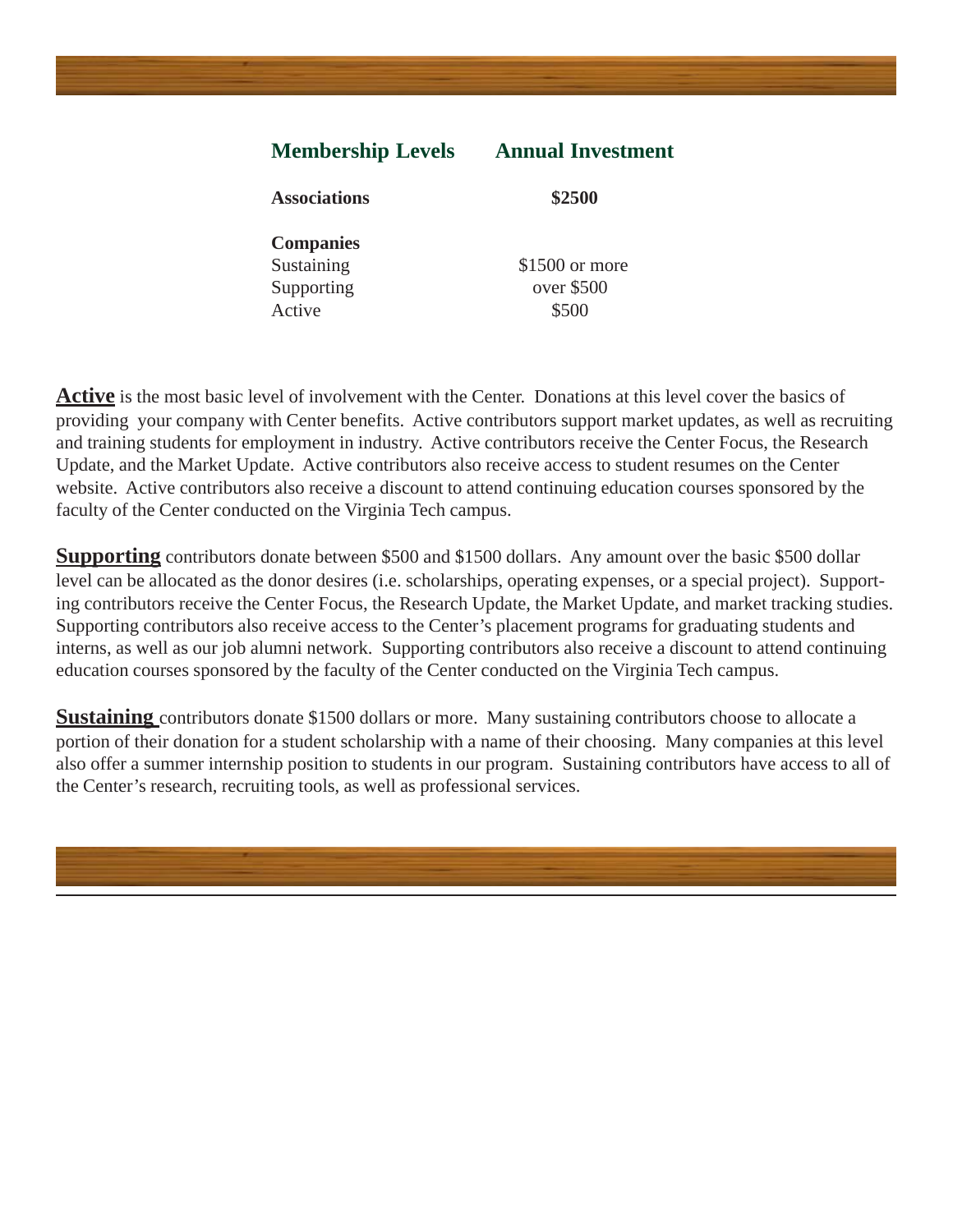| Membership Levels | Annual Investment |
|---|---|
| **Associations** | **$2500** |
| **Companies** | |
| Sustaining | $1500 or more |
| Supporting | over $500 |
| Active | $500 |

**Active** is the most basic level of involvement with the Center. Donations at this level cover the basics of providing your company with Center benefits. Active contributors support market updates, as well as recruiting and training students for employment in industry. Active contributors receive the Center Focus, the Research Update, and the Market Update. Active contributors also receive access to student resumes on the Center website. Active contributors also receive a discount to attend continuing education courses sponsored by the faculty of the Center conducted on the Virginia Tech campus.

**Supporting** contributors donate between $500 and $1500 dollars. Any amount over the basic $500 dollar level can be allocated as the donor desires (i.e. scholarships, operating expenses, or a special project). Supporting contributors receive the Center Focus, the Research Update, the Market Update, and market tracking studies. Supporting contributors also receive access to the Center's placement programs for graduating students and interns, as well as our job alumni network. Supporting contributors also receive a discount to attend continuing education courses sponsored by the faculty of the Center conducted on the Virginia Tech campus.

**Sustaining** contributors donate $1500 dollars or more. Many sustaining contributors choose to allocate a portion of their donation for a student scholarship with a name of their choosing. Many companies at this level also offer a summer internship position to students in our program. Sustaining contributors have access to all of the Center's research, recruiting tools, as well as professional services.